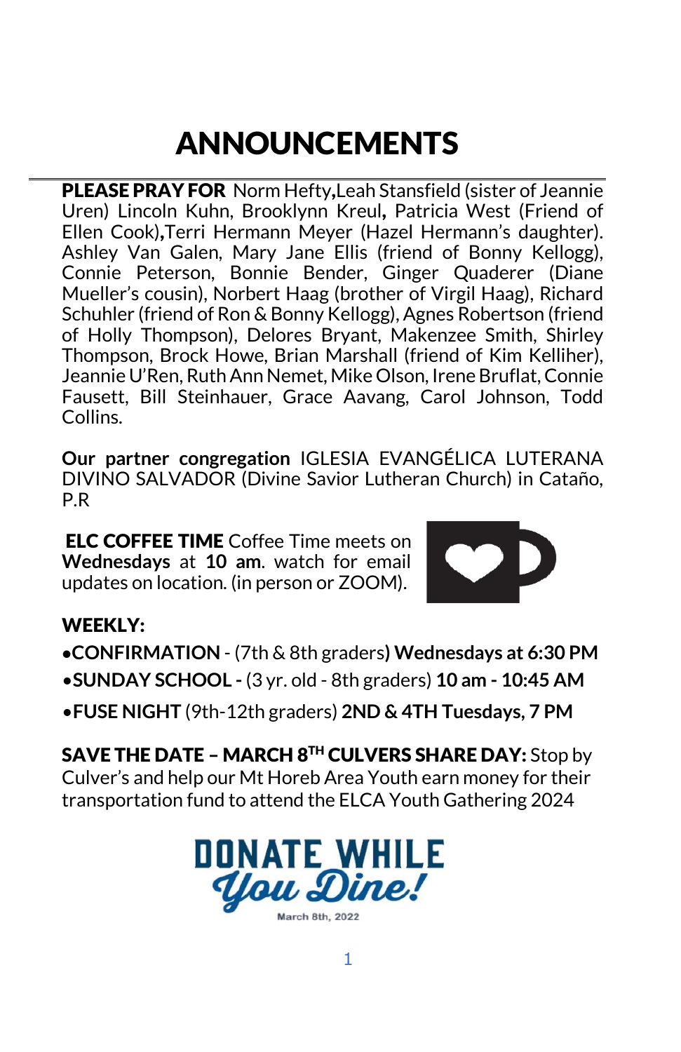# ANNOUNCEMENTS

**PLEASE PRAY FOR** Norm Hefty**,**Leah Stansfield (sister of Jeannie Uren) Lincoln Kuhn, Brooklynn Kreul**,** Patricia West (Friend of Ellen Cook)**,**Terri Hermann Meyer (Hazel Hermann's daughter). Ashley Van Galen, Mary Jane Ellis (friend of Bonny Kellogg), Connie Peterson, Bonnie Bender, Ginger Quaderer (Diane Mueller's cousin), Norbert Haag (brother of Virgil Haag), Richard Schuhler (friend of Ron & Bonny Kellogg), Agnes Robertson (friend of Holly Thompson), Delores Bryant, Makenzee Smith, Shirley Thompson, Brock Howe, Brian Marshall (friend of Kim Kelliher), Jeannie U'Ren, Ruth Ann Nemet, Mike Olson, Irene Bruflat, Connie Fausett, Bill Steinhauer, Grace Aavang, Carol Johnson, Todd Collins.

**Our partner congregation** IGLESIA EVANGÉLICA LUTERANA DIVINO SALVADOR (Divine Savior Lutheran Church) in Cataño, P.R

**ELC COFFEE TIME** Coffee Time meets on **Wednesdays** at **10 am**. watch for email updates on location. (in person or ZOOM).

**WEEKLY:**

- **CONFIRMATION** - (7th & 8th graders**) Wednesdays at 6:30 PM**
- **SUNDAY SCHOOL -** (3 yr. old - 8th graders) **10 am - 10:45 AM**
- **FUSE NIGHT** (9th-12th graders) **2ND & 4TH Tuesdays, 7 PM**

**SAVE THE DATE – MARCH 8TH CULVERS SHARE DAY:** Stop by Culver's and help our Mt Horeb Area Youth earn money for their transportation fund to attend the ELCA Youth Gathering 2024

**DONATE WHILE *You Dine!***

March 8th, 2022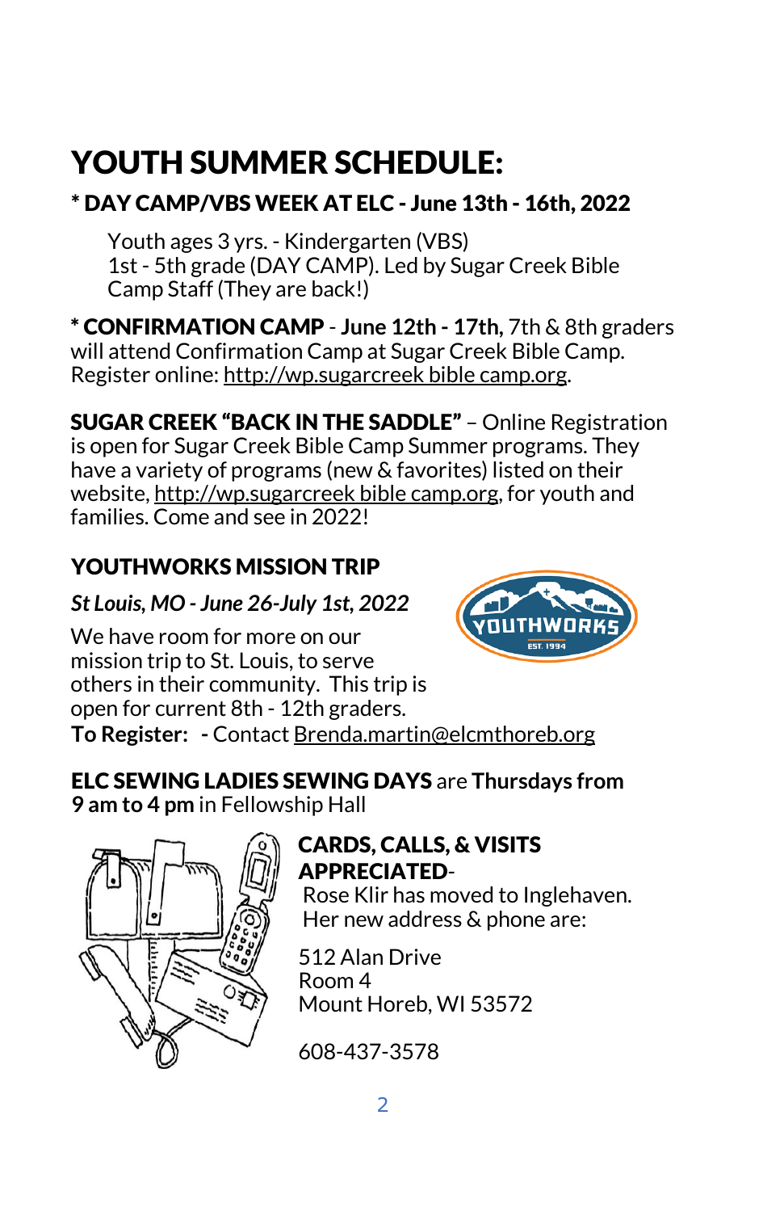# YOUTH SUMMER SCHEDULE:

**\* DAY CAMP/VBS WEEK AT ELC - June 13th - 16th, 2022**

Youth ages 3 yrs. - Kindergarten (VBS)
1st - 5th grade (DAY CAMP). Led by Sugar Creek Bible Camp Staff (They are back!)

**\* CONFIRMATION CAMP** - **June 12th - 17th,** 7th & 8th graders will attend Confirmation Camp at Sugar Creek Bible Camp. Register online: http://wp.sugarcreek bible camp.org.

**SUGAR CREEK "BACK IN THE SADDLE"** – Online Registration is open for Sugar Creek Bible Camp Summer programs. They have a variety of programs (new & favorites) listed on their website, http://wp.sugarcreek bible camp.org, for youth and families. Come and see in 2022!

## YOUTHWORKS MISSION TRIP

***St Louis, MO - June 26-July 1st, 2022***

We have room for more on our mission trip to St. Louis, to serve others in their community. This trip is open for current 8th - 12th graders.
**To Register: -** Contact Brenda.martin@elcmthoreb.org

**ELC SEWING LADIES SEWING DAYS** are **Thursdays from 9 am to 4 pm** in Fellowship Hall

**CARDS, CALLS, & VISITS APPRECIATED**-
Rose Klir has moved to Inglehaven.
Her new address & phone are:

512 Alan Drive
Room 4
Mount Horeb, WI 53572

608-437-3578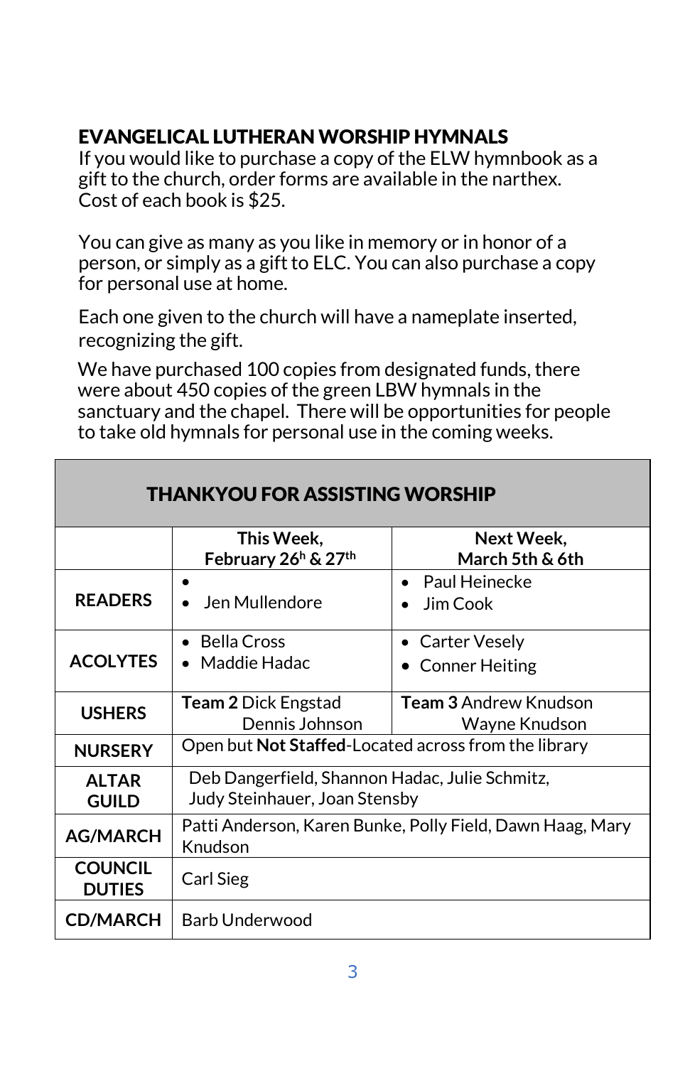## EVANGELICAL LUTHERAN WORSHIP HYMNALS

If you would like to purchase a copy of the ELW hymnbook as a gift to the church, order forms are available in the narthex. Cost of each book is $25.

You can give as many as you like in memory or in honor of a person, or simply as a gift to ELC. You can also purchase a copy for personal use at home.

Each one given to the church will have a nameplate inserted, recognizing the gift.

We have purchased 100 copies from designated funds, there were about 450 copies of the green LBW hymnals in the sanctuary and the chapel. There will be opportunities for people to take old hymnals for personal use in the coming weeks.

| THANKYOU FOR ASSISTING WORSHIP | | |
|---|---|---|
| | **This Week, February 26h & 27th** | **Next Week, March 5th & 6th** |
| **READERS** | • <br>• Jen Mullendore | • Paul Heinecke<br>• Jim Cook |
| **ACOLYTES** | • Bella Cross<br>• Maddie Hadac | • Carter Vesely<br>• Conner Heiting |
| **USHERS** | **Team 2** Dick Engstad<br>Dennis Johnson | **Team 3** Andrew Knudson<br>Wayne Knudson |
| **NURSERY** | Open but **Not Staffed**-Located across from the library | |
| **ALTAR GUILD** | Deb Dangerfield, Shannon Hadac, Julie Schmitz, Judy Steinhauer, Joan Stensby | |
| **AG/MARCH** | Patti Anderson, Karen Bunke, Polly Field, Dawn Haag, Mary Knudson | |
| **COUNCIL DUTIES** | Carl Sieg | |
| **CD/MARCH** | Barb Underwood | |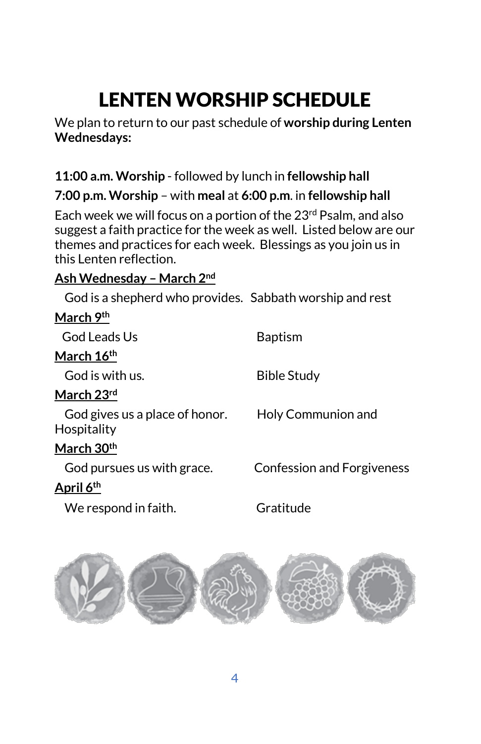# LENTEN WORSHIP SCHEDULE

We plan to return to our past schedule of **worship during Lenten Wednesdays:**

**11:00 a.m. Worship** - followed by lunch in **fellowship hall**

**7:00 p.m. Worship** – with **meal** at **6:00 p.m**. in **fellowship hall**

Each week we will focus on a portion of the 23rd Psalm, and also suggest a faith practice for the week as well. Listed below are our themes and practices for each week. Blessings as you join us in this Lenten reflection.

**Ash Wednesday – March 2nd**

God is a shepherd who provides. Sabbath worship and rest

**March 9th**

God Leads Us — Baptism

**March 16th**

God is with us. — Bible Study

**March 23rd**

God gives us a place of honor. — Holy Communion and Hospitality

**March 30th**

God pursues us with grace. — Confession and Forgiveness

**April 6th**

We respond in faith. — Gratitude